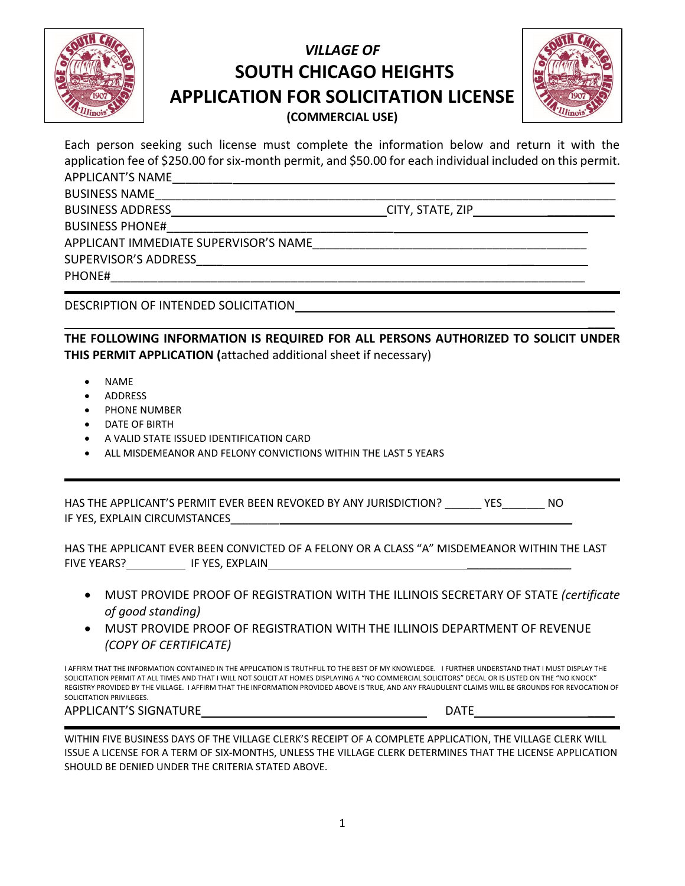*VILLAGE OF*

# SOUTH CHICAGO HEIGHTS
# APPLICATION FOR SOLICITATION LICENSE

**(COMMERCIAL USE)**

Each person seeking such license must complete the information below and return it with the application fee of $250.00 for six-month permit, and $50.00 for each individual included on this permit.

APPLICANT'S NAME________________________________________________________________

BUSINESS NAME___________________________________________________________________

BUSINESS ADDRESS_______________________________ CITY, STATE, ZIP______________________

BUSINESS PHONE#__________________________________________________________________

APPLICANT IMMEDIATE SUPERVISOR'S NAME__________________________________________

SUPERVISOR'S ADDRESS______________________________________________________________

PHONE#__________________________________________________________________________

---

DESCRIPTION OF INTENDED SOLICITATION_____________________________________________

________________________________________________________________________________

**THE FOLLOWING INFORMATION IS REQUIRED FOR ALL PERSONS AUTHORIZED TO SOLICIT UNDER THIS PERMIT APPLICATION (**attached additional sheet if necessary)

- NAME
- ADDRESS
- PHONE NUMBER
- DATE OF BIRTH
- A VALID STATE ISSUED IDENTIFICATION CARD
- ALL MISDEMEANOR AND FELONY CONVICTIONS WITHIN THE LAST 5 YEARS

---

HAS THE APPLICANT'S PERMIT EVER BEEN REVOKED BY ANY JURISDICTION? ______ YES_______ NO
IF YES, EXPLAIN CIRCUMSTANCES_______________________________________________________

HAS THE APPLICANT EVER BEEN CONVICTED OF A FELONY OR A CLASS "A" MISDEMEANOR WITHIN THE LAST FIVE YEARS?__________ IF YES, EXPLAIN____________________________________________

- MUST PROVIDE PROOF OF REGISTRATION WITH THE ILLINOIS SECRETARY OF STATE *(certificate of good standing)*
- MUST PROVIDE PROOF OF REGISTRATION WITH THE ILLINOIS DEPARTMENT OF REVENUE *(COPY OF CERTIFICATE)*

I AFFIRM THAT THE INFORMATION CONTAINED IN THE APPLICATION IS TRUTHFUL TO THE BEST OF MY KNOWLEDGE. I FURTHER UNDERSTAND THAT I MUST DISPLAY THE SOLICITATION PERMIT AT ALL TIMES AND THAT I WILL NOT SOLICIT AT HOMES DISPLAYING A "NO COMMERCIAL SOLICITORS" DECAL OR IS LISTED ON THE "NO KNOCK" REGISTRY PROVIDED BY THE VILLAGE. I AFFIRM THAT THE INFORMATION PROVIDED ABOVE IS TRUE, AND ANY FRAUDULENT CLAIMS WILL BE GROUNDS FOR REVOCATION OF SOLICITATION PRIVILEGES.

APPLICANT'S SIGNATURE_________________________________ DATE_____________________

---

WITHIN FIVE BUSINESS DAYS OF THE VILLAGE CLERK'S RECEIPT OF A COMPLETE APPLICATION, THE VILLAGE CLERK WILL ISSUE A LICENSE FOR A TERM OF SIX-MONTHS, UNLESS THE VILLAGE CLERK DETERMINES THAT THE LICENSE APPLICATION SHOULD BE DENIED UNDER THE CRITERIA STATED ABOVE.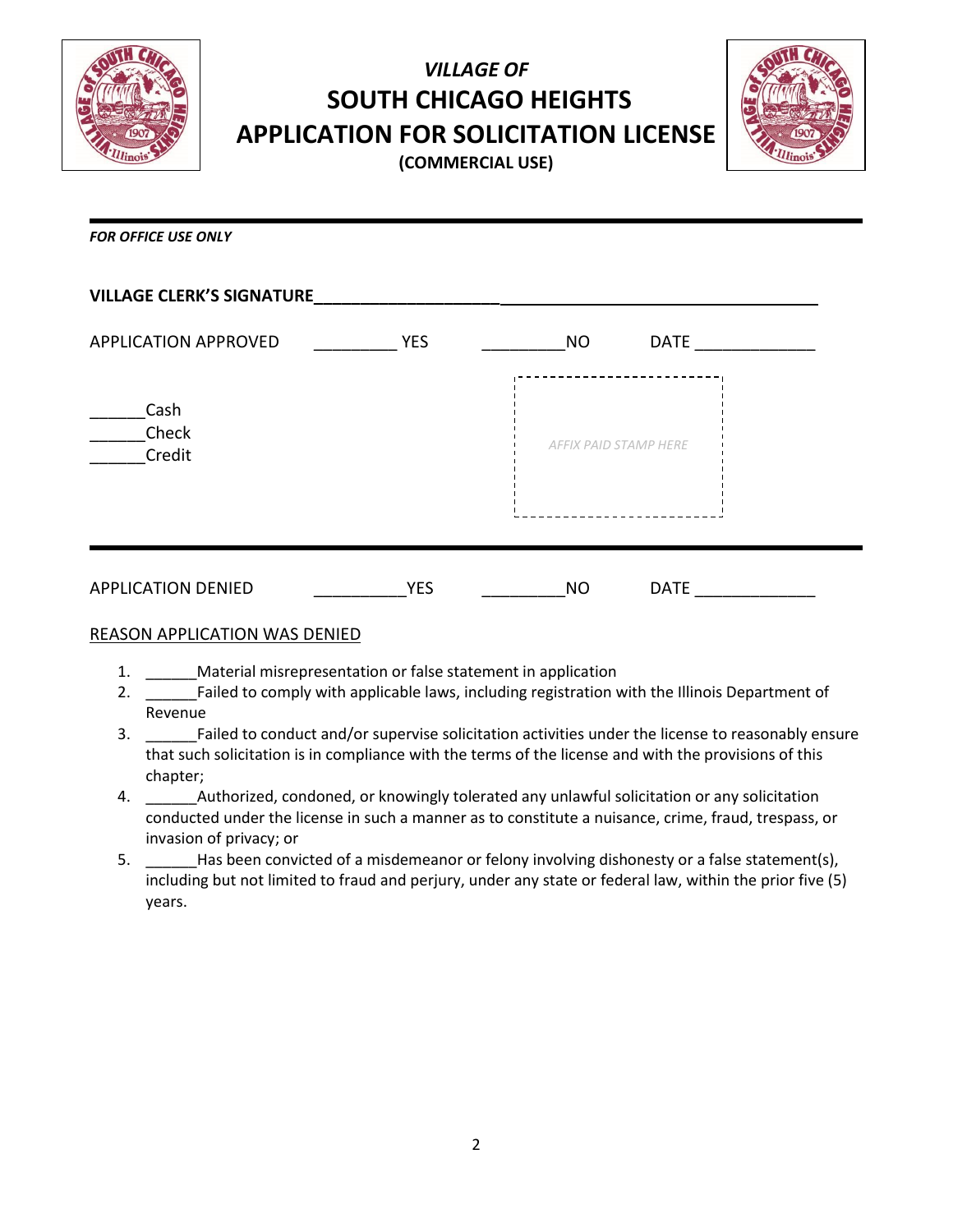# *VILLAGE OF*
# SOUTH CHICAGO HEIGHTS
# APPLICATION FOR SOLICITATION LICENSE
**(COMMERCIAL USE)**

---

***FOR OFFICE USE ONLY***

**VILLAGE CLERK'S SIGNATURE**_________________________________________________________

APPLICATION APPROVED _________ YES _________NO DATE _____________

______Cash
______Check
______Credit

*AFFIX PAID STAMP HERE*

---

APPLICATION DENIED __________YES _________NO DATE _____________

REASON APPLICATION WAS DENIED

1. ______Material misrepresentation or false statement in application
2. ______Failed to comply with applicable laws, including registration with the Illinois Department of Revenue
3. ______Failed to conduct and/or supervise solicitation activities under the license to reasonably ensure that such solicitation is in compliance with the terms of the license and with the provisions of this chapter;
4. ______Authorized, condoned, or knowingly tolerated any unlawful solicitation or any solicitation conducted under the license in such a manner as to constitute a nuisance, crime, fraud, trespass, or invasion of privacy; or
5. ______Has been convicted of a misdemeanor or felony involving dishonesty or a false statement(s), including but not limited to fraud and perjury, under any state or federal law, within the prior five (5) years.